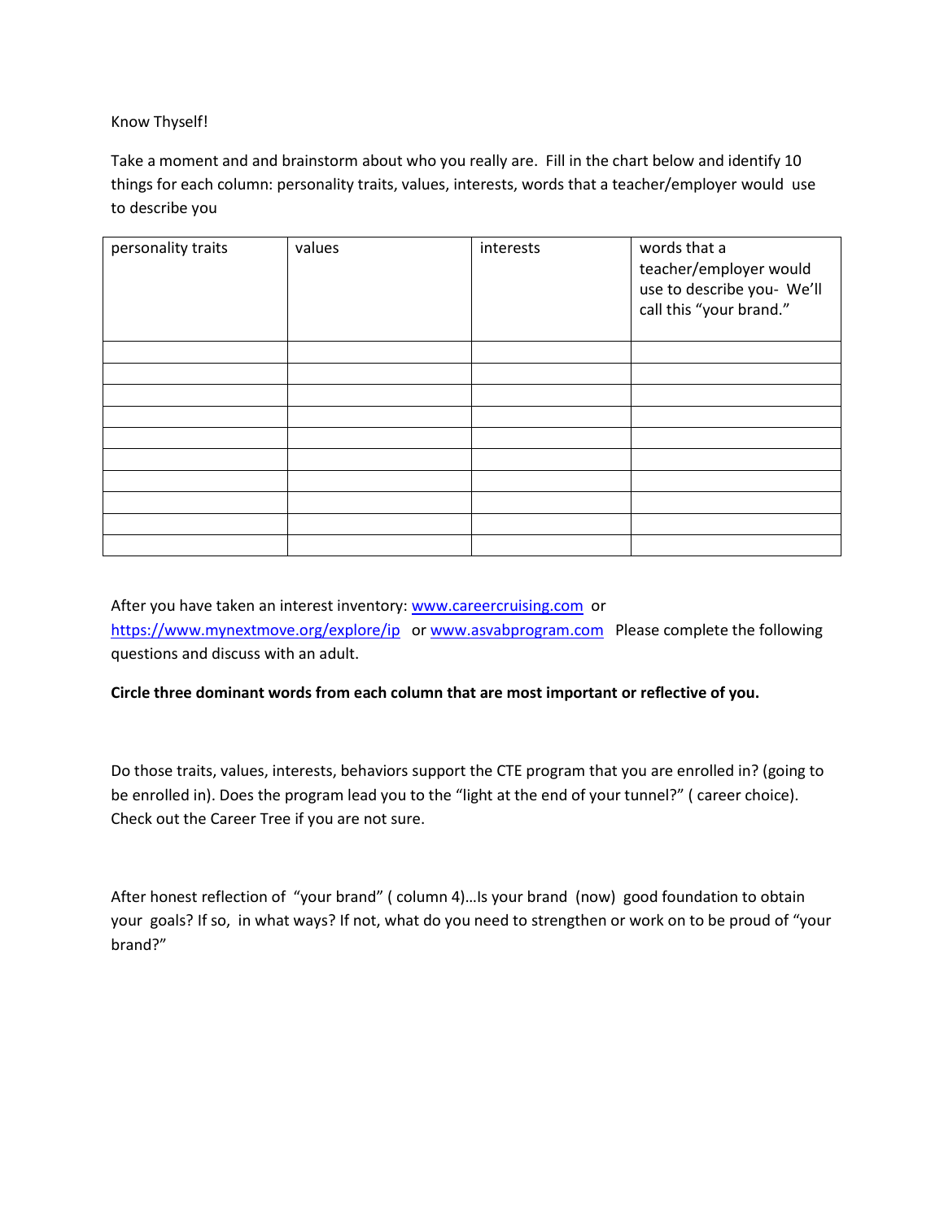Know Thyself!

Take a moment and and brainstorm about who you really are. Fill in the chart below and identify 10 things for each column: personality traits, values, interests, words that a teacher/employer would use to describe you

| personality traits | values | interests | words that a teacher/employer would use to describe you- We'll call this "your brand." |
|---|---|---|---|
| | | | |
| | | | |
| | | | |
| | | | |
| | | | |
| | | | |
| | | | |
| | | | |
| | | | |
| | | | |

After you have taken an interest inventory: [www.careercruising.com](www.careercruising.com) or [https://www.mynextmove.org/explore/ip](https://www.mynextmove.org/explore/ip) or [www.asvabprogram.com](www.asvabprogram.com) Please complete the following questions and discuss with an adult.

**Circle three dominant words from each column that are most important or reflective of you.**

Do those traits, values, interests, behaviors support the CTE program that you are enrolled in? (going to be enrolled in). Does the program lead you to the "light at the end of your tunnel?" ( career choice). Check out the Career Tree if you are not sure.

After honest reflection of "your brand" ( column 4)…Is your brand (now) good foundation to obtain your goals? If so, in what ways? If not, what do you need to strengthen or work on to be proud of "your brand?"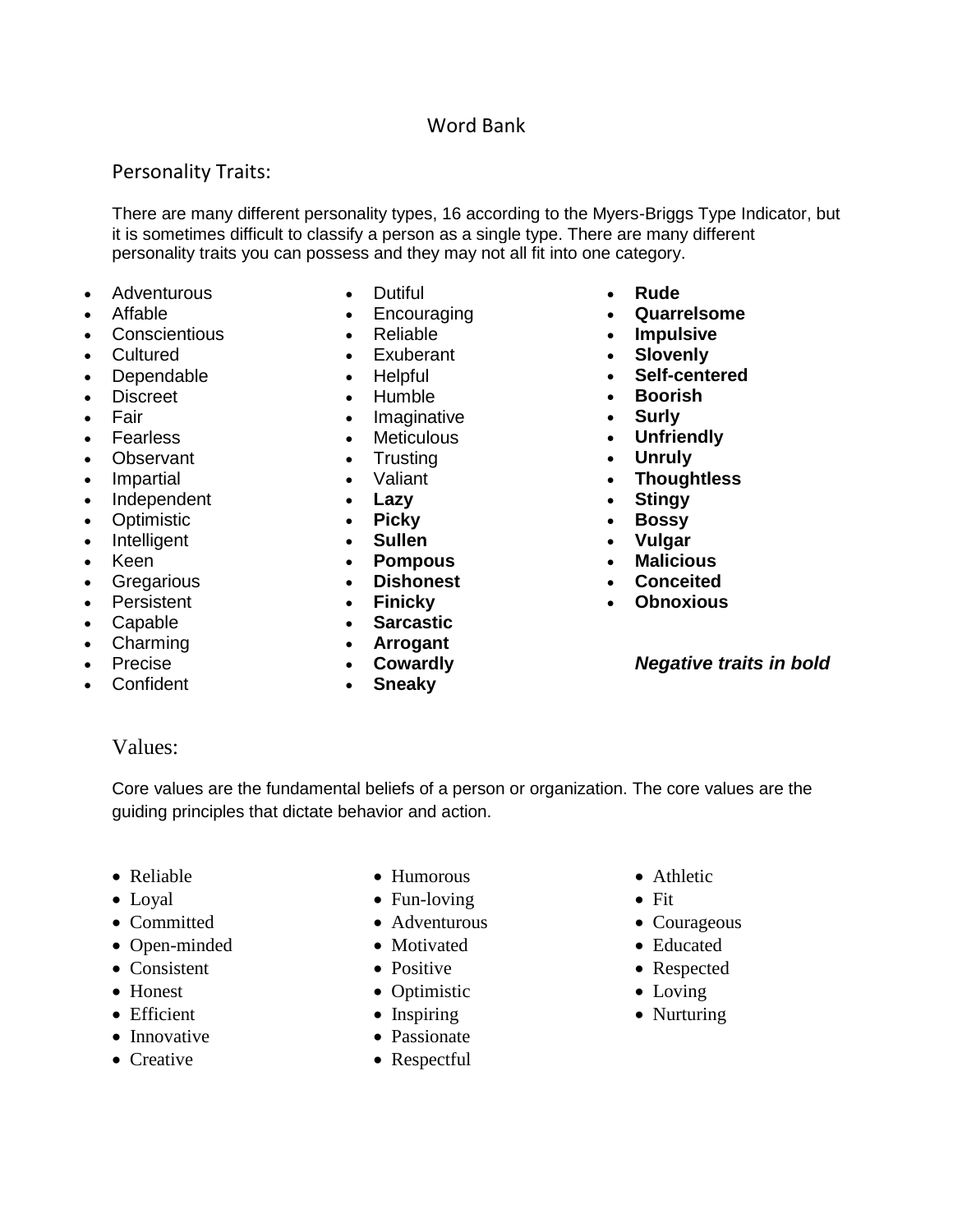# Word Bank

## Personality Traits:

There are many different personality types, 16 according to the Myers-Briggs Type Indicator, but it is sometimes difficult to classify a person as a single type. There are many different personality traits you can possess and they may not all fit into one category.

- Adventurous
- Affable
- Conscientious
- Cultured
- Dependable
- Discreet
- Fair
- Fearless
- Observant
- Impartial
- Independent
- Optimistic
- Intelligent
- Keen
- Gregarious
- Persistent
- Capable
- Charming
- Precise
- Confident
- Dutiful
- Encouraging
- Reliable
- Exuberant
- Helpful
- Humble
- Imaginative
- Meticulous
- Trusting
- Valiant
- **Lazy**
- **Picky**
- **Sullen**
- **Pompous**
- **Dishonest**
- **Finicky**
- **Sarcastic**
- **Arrogant**
- **Cowardly**
- **Sneaky**
- **Rude**
- **Quarrelsome**
- **Impulsive**
- **Slovenly**
- **Self-centered**
- **Boorish**
- **Surly**
- **Unfriendly**
- **Unruly**
- **Thoughtless**
- **Stingy**
- **Bossy**
- **Vulgar**
- **Malicious**
- **Conceited**
- **Obnoxious**

***Negative traits in bold***

## Values:

Core values are the fundamental beliefs of a person or organization. The core values are the guiding principles that dictate behavior and action.

- Reliable
- Loyal
- Committed
- Open-minded
- Consistent
- Honest
- Efficient
- Innovative
- Creative
- Humorous
- Fun-loving
- Adventurous
- Motivated
- Positive
- Optimistic
- Inspiring
- Passionate
- Respectful
- Athletic
- Fit
- Courageous
- Educated
- Respected
- Loving
- Nurturing